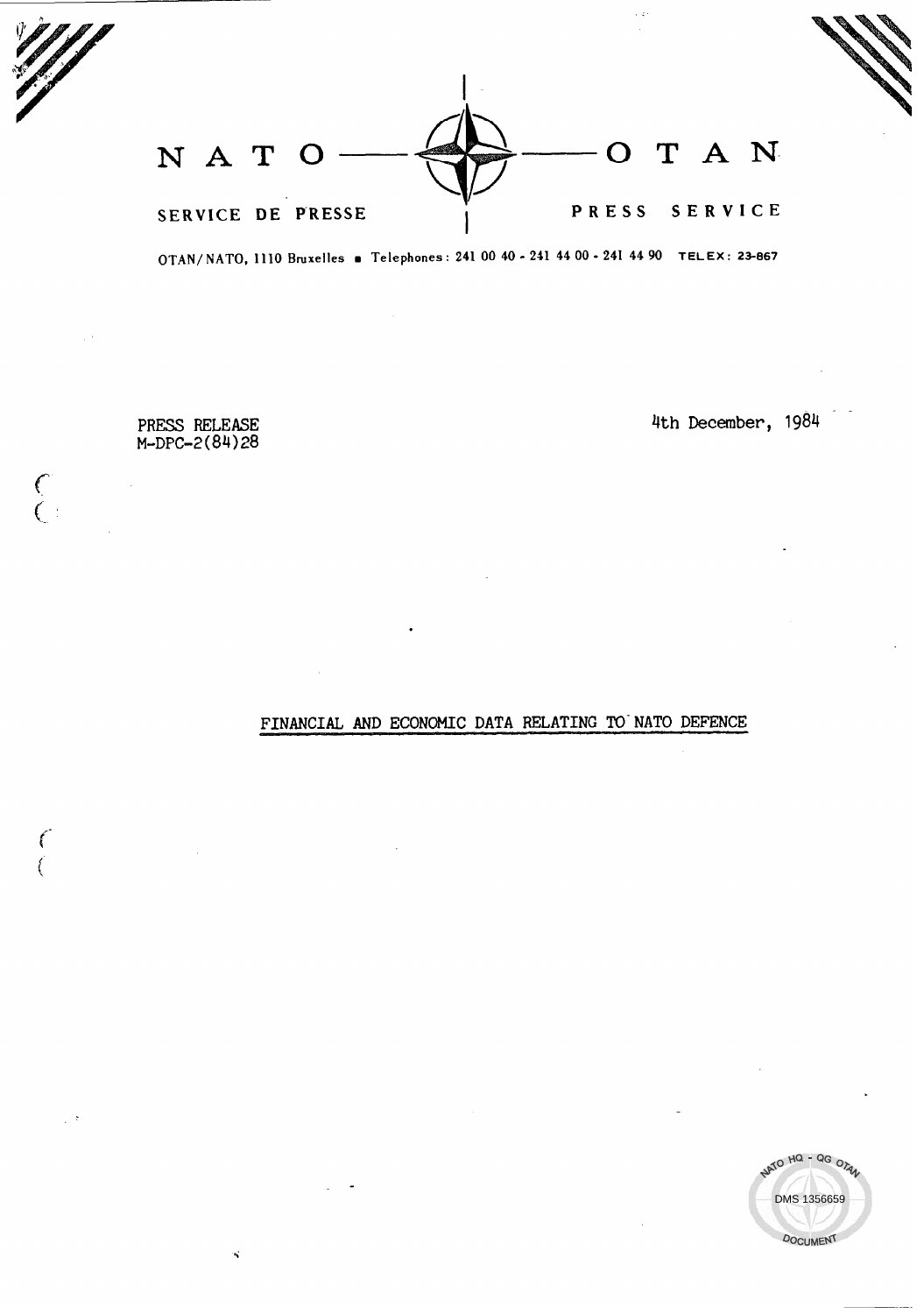# NATO — OTAN

SERVICE DE PRESSE — PRESS SERVICE

OTAN/NATO, 1110 Bruxelles ■ Telephones: 241 00 40 - 241 44 00 - 241 44 90 TELEX: 23-867

PRESS RELEASE
M-DPC-2(84)28

4th December, 1984

## FINANCIAL AND ECONOMIC DATA RELATING TO NATO DEFENCE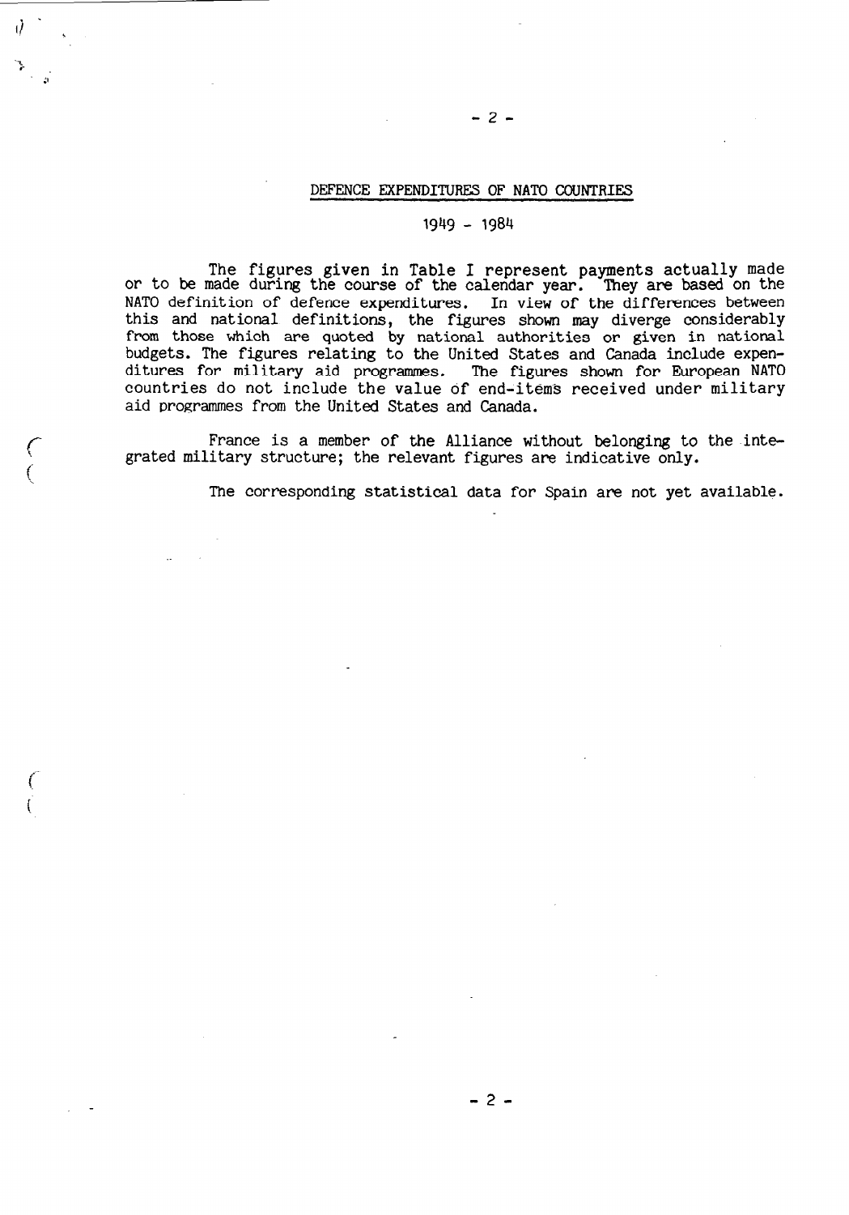## DEFENCE EXPENDITURES OF NATO COUNTRIES

### 1949 - 1984

The figures given in Table I represent payments actually made or to be made during the course of the calendar year. They are based on the NATO definition of defence expenditures. In view of the differences between this and national definitions, the figures shown may diverge considerably from those which are quoted by national authorities or given in national budgets. The figures relating to the United States and Canada include expenditures for military aid programmes. The figures shown for European NATO countries do not include the value of end-items received under military aid programmes from the United States and Canada.

France is a member of the Alliance without belonging to the integrated military structure; the relevant figures are indicative only.

The corresponding statistical data for Spain are not yet available.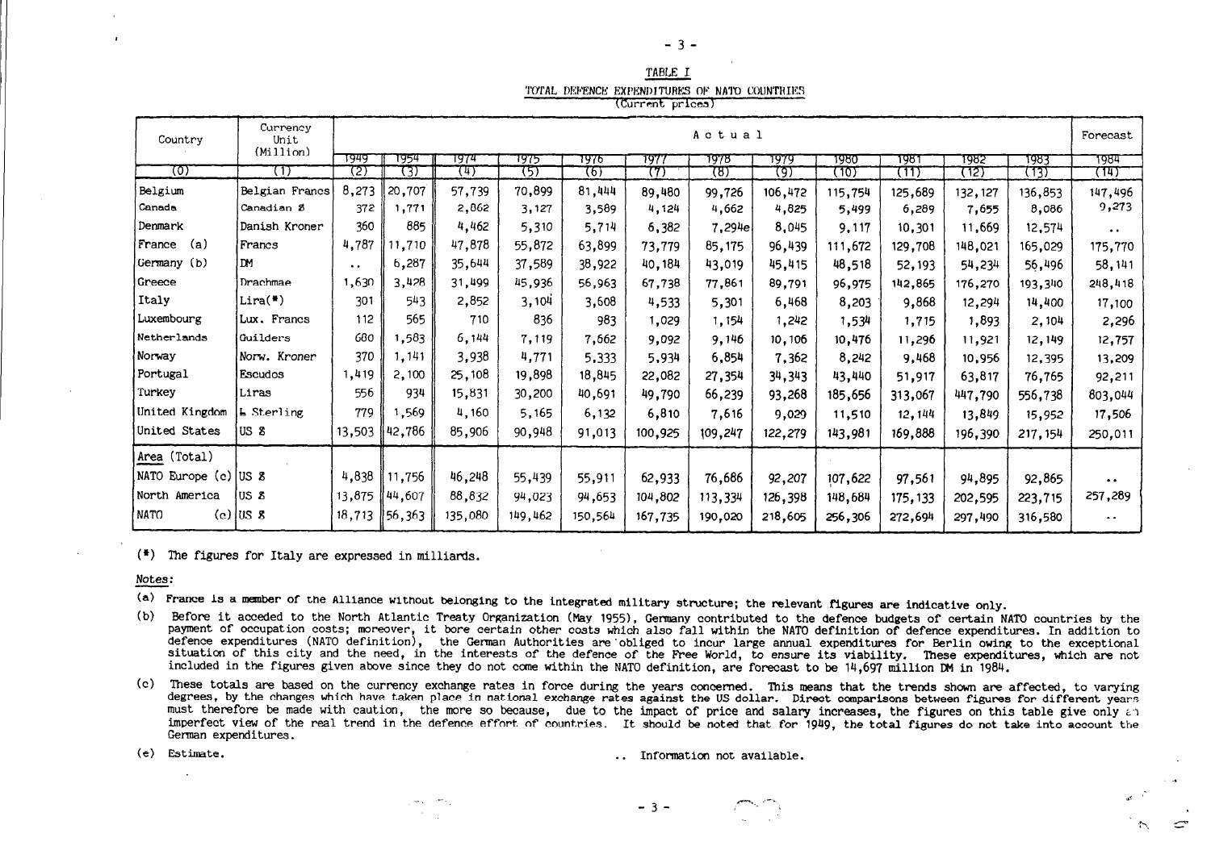## TABLE I

### TOTAL DEFENCE EXPENDITURES OF NATO COUNTRIES

(Current prices)

| Country | Currency Unit (Million) | Actual | | | | | | | | | | | | Forecast |
|---|---|---|---|---|---|---|---|---|---|---|---|---|---|---|
| | | 1949 | 1954 | 1974 | 1975 | 1976 | 1977 | 1978 | 1979 | 1980 | 1981 | 1982 | 1983 | 1984 |
| (0) | (1) | (2) | (3) | (4) | (5) | (6) | (7) | (8) | (9) | (10) | (11) | (12) | (13) | (14) |
| Belgium | Belgian Francs | 8,273 | 20,707 | 57,739 | 70,899 | 81,444 | 89,480 | 99,726 | 106,472 | 115,754 | 125,689 | 132,127 | 136,853 | 147,496 |
| Canada | Canadian $ | 372 | 1,771 | 2,862 | 3,127 | 3,589 | 4,124 | 4,662 | 4,825 | 5,499 | 6,289 | 7,655 | 8,086 | 9,273 |
| Denmark | Danish Kroner | 360 | 885 | 4,462 | 5,310 | 5,714 | 6,382 | 7,294e | 8,045 | 9,117 | 10,301 | 11,669 | 12,574 | .. |
| France (a) | Francs | 4,787 | 11,710 | 47,878 | 55,872 | 63,899 | 73,779 | 85,175 | 96,439 | 111,672 | 129,708 | 148,021 | 165,029 | 175,770 |
| Germany (b) | DM | .. | 6,287 | 35,644 | 37,589 | 38,922 | 40,184 | 43,019 | 45,415 | 48,518 | 52,193 | 54,234 | 56,496 | 58,141 |
| Greece | Drachmae | 1,630 | 3,428 | 31,499 | 45,936 | 56,963 | 67,738 | 77,861 | 89,791 | 96,975 | 142,865 | 176,270 | 193,340 | 248,418 |
| Italy | Lira(*) | 301 | 543 | 2,852 | 3,104 | 3,608 | 4,533 | 5,301 | 6,468 | 8,203 | 9,868 | 12,294 | 14,400 | 17,100 |
| Luxembourg | Lux. Francs | 112 | 565 | 710 | 836 | 983 | 1,029 | 1,154 | 1,242 | 1,534 | 1,715 | 1,893 | 2,104 | 2,296 |
| Netherlands | Guilders | 680 | 1,583 | 6,144 | 7,119 | 7,662 | 9,092 | 9,146 | 10,106 | 10,476 | 11,296 | 11,921 | 12,149 | 12,757 |
| Norway | Norw. Kroner | 370 | 1,141 | 3,938 | 4,771 | 5,333 | 5,934 | 6,854 | 7,362 | 8,242 | 9,468 | 10,956 | 12,395 | 13,209 |
| Portugal | Escudos | 1,419 | 2,100 | 25,108 | 19,898 | 18,845 | 22,082 | 27,354 | 34,343 | 43,440 | 51,917 | 63,817 | 76,765 | 92,211 |
| Turkey | Liras | 556 | 934 | 15,831 | 30,200 | 40,691 | 49,790 | 66,239 | 93,268 | 185,656 | 313,067 | 447,790 | 556,738 | 803,044 |
| United Kingdom | £ Sterling | 779 | 1,569 | 4,160 | 5,165 | 6,132 | 6,810 | 7,616 | 9,029 | 11,510 | 12,144 | 13,849 | 15,952 | 17,506 |
| United States | US $ | 13,503 | 42,786 | 85,906 | 90,948 | 91,013 | 100,925 | 109,247 | 122,279 | 143,981 | 169,888 | 196,390 | 217,154 | 250,011 |
| Area (Total) | | | | | | | | | | | | | | |
| NATO Europe (c) | US $ | 4,838 | 11,756 | 46,248 | 55,439 | 55,911 | 62,933 | 76,686 | 92,207 | 107,622 | 97,561 | 94,895 | 92,865 | .. |
| North America | US $ | 13,875 | 44,607 | 88,832 | 94,023 | 94,653 | 104,802 | 113,334 | 126,398 | 148,684 | 175,133 | 202,595 | 223,715 | 257,289 |
| NATO (c) | US $ | 18,713 | 56,363 | 135,080 | 149,462 | 150,564 | 167,735 | 190,020 | 218,605 | 256,306 | 272,694 | 297,490 | 316,580 | .. |

(*) The figures for Italy are expressed in milliards.

*Notes:*

(a) France is a member of the Alliance without belonging to the integrated military structure; the relevant figures are indicative only.

(b) Before it acceded to the North Atlantic Treaty Organization (May 1955), Germany contributed to the defence budgets of certain NATO countries by the payment of occupation costs; moreover, it bore certain other costs which also fall within the NATO definition of defence expenditures. In addition to defence expenditures (NATO definition), the German Authorities are obliged to incur large annual expenditures for Berlin owing to the exceptional situation of this city and the need, in the interests of the defence of the Free World, to ensure its viability. These expenditures, which are not included in the figures given above since they do not come within the NATO definition, are forecast to be 14,697 million DM in 1984.

(c) These totals are based on the currency exchange rates in force during the years concerned. This means that the trends shown are affected, to varying degrees, by the changes which have taken place in national exchange rates against the US dollar. Direct comparisons between figures for different years must therefore be made with caution, the more so because, due to the impact of price and salary increases, the figures on this table give only an imperfect view of the real trend in the defence effort of countries. It should be noted that for 1949, the total figures do not take into account the German expenditures.

(e) Estimate.

.. Information not available.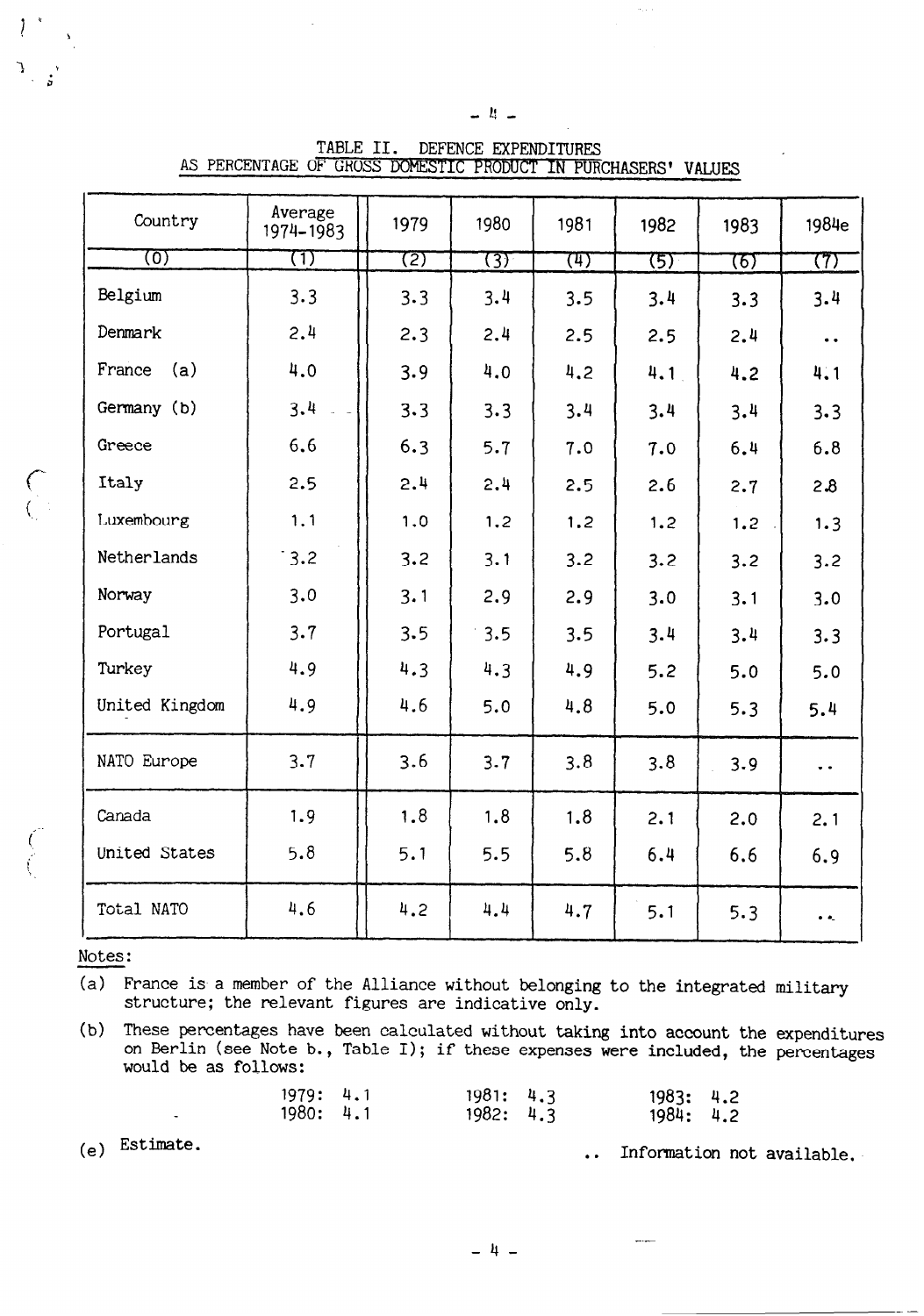## TABLE II. DEFENCE EXPENDITURES AS PERCENTAGE OF GROSS DOMESTIC PRODUCT IN PURCHASERS' VALUES

| Country | Average 1974–1983 | 1979 | 1980 | 1981 | 1982 | 1983 | 1984e |
|---|---|---|---|---|---|---|---|
| (0) | (1) | (2) | (3) | (4) | (5) | (6) | (7) |
| Belgium | 3.3 | 3.3 | 3.4 | 3.5 | 3.4 | 3.3 | 3.4 |
| Denmark | 2.4 | 2.3 | 2.4 | 2.5 | 2.5 | 2.4 | .. |
| France (a) | 4.0 | 3.9 | 4.0 | 4.2 | 4.1 | 4.2 | 4.1 |
| Germany (b) | 3.4 | 3.3 | 3.3 | 3.4 | 3.4 | 3.4 | 3.3 |
| Greece | 6.6 | 6.3 | 5.7 | 7.0 | 7.0 | 6.4 | 6.8 |
| Italy | 2.5 | 2.4 | 2.4 | 2.5 | 2.6 | 2.7 | 2.8 |
| Luxembourg | 1.1 | 1.0 | 1.2 | 1.2 | 1.2 | 1.2 | 1.3 |
| Netherlands | 3.2 | 3.2 | 3.1 | 3.2 | 3.2 | 3.2 | 3.2 |
| Norway | 3.0 | 3.1 | 2.9 | 2.9 | 3.0 | 3.1 | 3.0 |
| Portugal | 3.7 | 3.5 | 3.5 | 3.5 | 3.4 | 3.4 | 3.3 |
| Turkey | 4.9 | 4.3 | 4.3 | 4.9 | 5.2 | 5.0 | 5.0 |
| United Kingdom | 4.9 | 4.6 | 5.0 | 4.8 | 5.0 | 5.3 | 5.4 |
| NATO Europe | 3.7 | 3.6 | 3.7 | 3.8 | 3.8 | 3.9 | .. |
| Canada | 1.9 | 1.8 | 1.8 | 1.8 | 2.1 | 2.0 | 2.1 |
| United States | 5.8 | 5.1 | 5.5 | 5.8 | 6.4 | 6.6 | 6.9 |
| Total NATO | 4.6 | 4.2 | 4.4 | 4.7 | 5.1 | 5.3 | .. |

Notes:

(a) France is a member of the Alliance without belonging to the integrated military structure; the relevant figures are indicative only.

(b) These percentages have been calculated without taking into account the expenditures on Berlin (see Note b., Table I); if these expenses were included, the percentages would be as follows:

| | | |
|---|---|---|
| 1979: 4.1 | 1981: 4.3 | 1983: 4.2 |
| 1980: 4.1 | 1982: 4.3 | 1984: 4.2 |

(e) Estimate.

.. Information not available.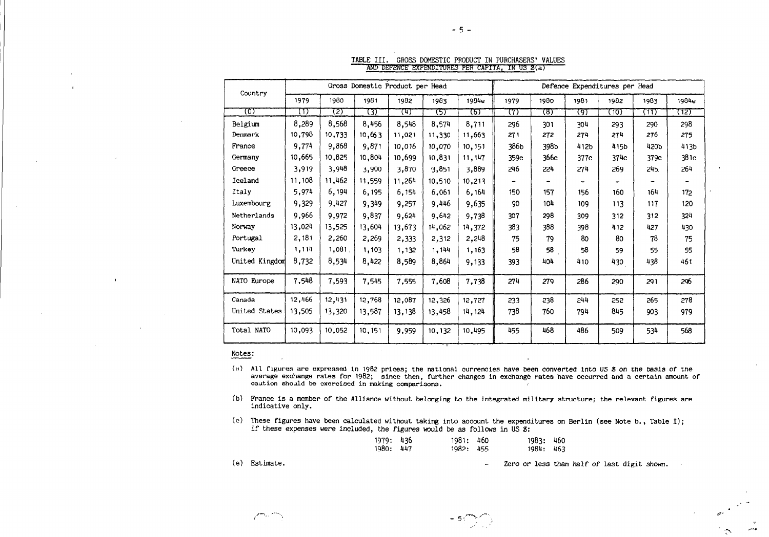TABLE III. GROSS DOMESTIC PRODUCT IN PURCHASERS' VALUES AND DEFENCE EXPENDITURES PER CAPITA, IN US $(a)

| Country | Gross Domestic Product per Head | | | | | | Defence Expenditures per Head | | | | | |
|---|---|---|---|---|---|---|---|---|---|---|---|---|
| | 1979 | 1980 | 1981 | 1982 | 1983 | 1984e | 1979 | 1980 | 1981 | 1982 | 1983 | 1984e |
| (0) | (1) | (2) | (3) | (4) | (5) | (6) | (7) | (8) | (9) | (10) | (11) | (12) |
| Belgium | 8,289 | 8,568 | 8,456 | 8,548 | 8,574 | 8,711 | 296 | 301 | 304 | 293 | 290 | 298 |
| Denmark | 10,798 | 10,733 | 10,663 | 11,021 | 11,330 | 11,663 | 271 | 272 | 274 | 274 | 276 | 275 |
| France | 9,774 | 9,868 | 9,871 | 10,016 | 10,070 | 10,151 | 386b | 398b | 412b | 415b | 420b | 413b |
| Germany | 10,665 | 10,825 | 10,804 | 10,699 | 10,831 | 11,147 | 359c | 366c | 377c | 374c | 379c | 381c |
| Greece | 3,919 | 3,948 | 3,900 | 3,870 | 3,851 | 3,889 | 246 | 224 | 274 | 269 | 245 | 264 |
| Iceland | 11,108 | 11,462 | 11,559 | 11,264 | 10,510 | 10,213 | - | - | - | - | - | - |
| Italy | 5,974 | 6,194 | 6,195 | 6,154 | 6,061 | 6,164 | 150 | 157 | 156 | 160 | 164 | 172 |
| Luxembourg | 9,329 | 9,427 | 9,349 | 9,257 | 9,446 | 9,635 | 90 | 104 | 109 | 113 | 117 | 120 |
| Netherlands | 9,966 | 9,972 | 9,837 | 9,624 | 9,642 | 9,738 | 307 | 298 | 309 | 312 | 312 | 324 |
| Norway | 13,024 | 13,525 | 13,604 | 13,673 | 14,062 | 14,372 | 383 | 388 | 398 | 412 | 427 | 430 |
| Portugal | 2,181 | 2,260 | 2,269 | 2,333 | 2,312 | 2,248 | 75 | 79 | 80 | 80 | 78 | 75 |
| Turkey | 1,114 | 1,081 | 1,103 | 1,132 | 1,144 | 1,163 | 58 | 58 | 58 | 59 | 55 | 55 |
| United Kingdom | 8,732 | 8,534 | 8,422 | 8,589 | 8,864 | 9,133 | 393 | 404 | 410 | 430 | 438 | 461 |
| NATO Europe | 7,548 | 7,593 | 7,545 | 7,555 | 7,608 | 7,738 | 274 | 279 | 286 | 290 | 291 | 296 |
| Canada | 12,466 | 12,431 | 12,768 | 12,087 | 12,326 | 12,727 | 233 | 238 | 244 | 252 | 265 | 278 |
| United States | 13,505 | 13,320 | 13,587 | 13,138 | 13,458 | 14,124 | 738 | 760 | 794 | 845 | 903 | 979 |
| Total NATO | 10,093 | 10,052 | 10,151 | 9,959 | 10,132 | 10,495 | 455 | 468 | 486 | 509 | 534 | 568 |

Notes:

(a) All figures are expressed in 1982 prices; the national currencies have been converted into US $ on the basis of the average exchange rates for 1982; since then, further changes in exchange rates have occurred and a certain amount of caution should be exercised in making comparisons.

(b) France is a member of the Alliance without belonging to the integrated military structure; the relevant figures are indicative only.

(c) These figures have been calculated without taking into account the expenditures on Berlin (see Note b., Table I); if these expenses were included, the figures would be as follows in US $:

| | | |
|---|---|---|
| 1979: 436 | 1981: 460 | 1983: 460 |
| 1980: 447 | 1982: 455 | 1984: 463 |

(e) Estimate.

\- Zero or less than half of last digit shown.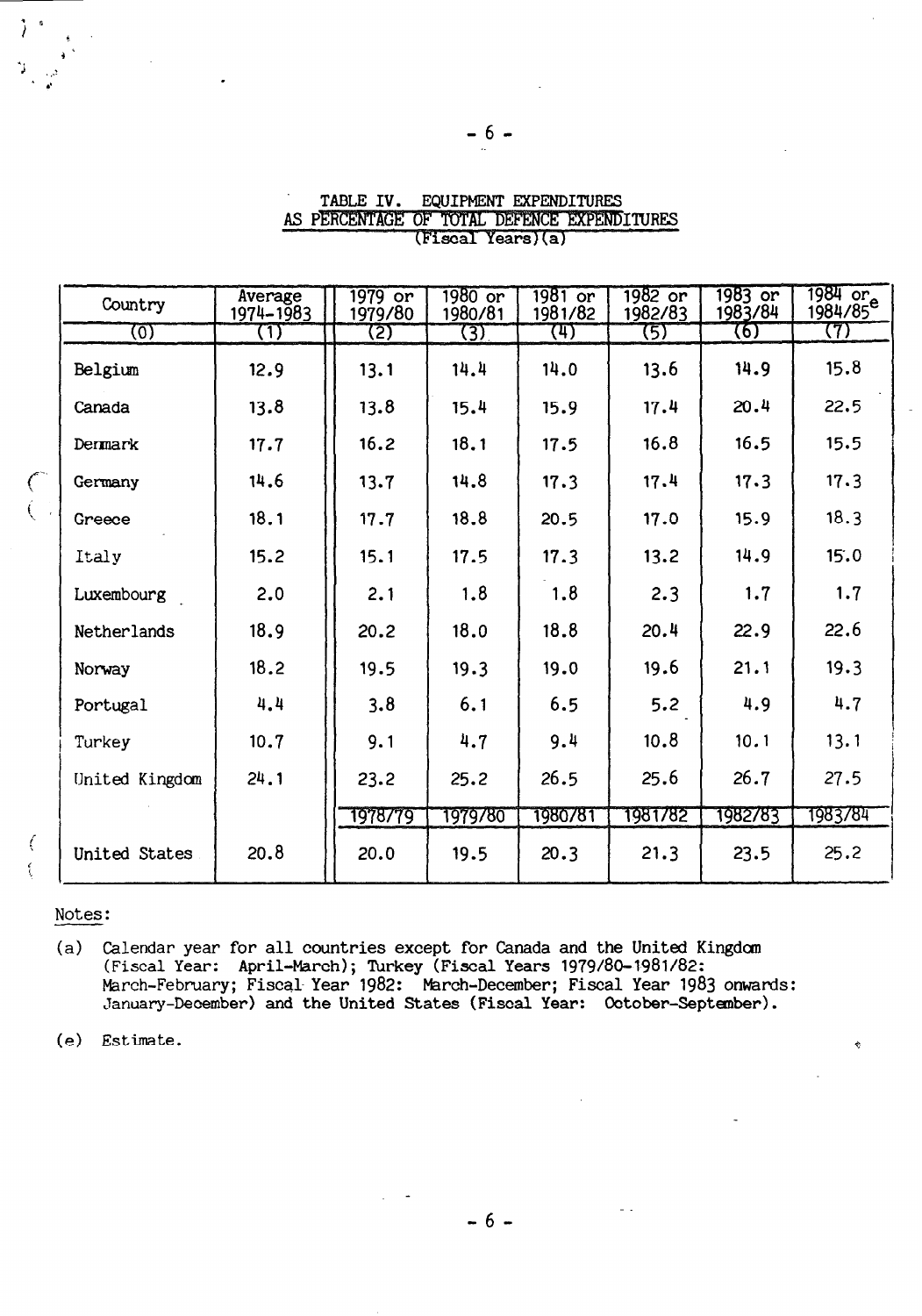## TABLE IV. EQUIPMENT EXPENDITURES AS PERCENTAGE OF TOTAL DEFENCE EXPENDITURES

(Fiscal Years)(a)

| Country | Average 1974-1983 | 1979 or 1979/80 | 1980 or 1980/81 | 1981 or 1981/82 | 1982 or 1982/83 | 1983 or 1983/84 | 1984 or 1984/85[e] |
|---|---|---|---|---|---|---|---|
| (0) | (1) | (2) | (3) | (4) | (5) | (6) | (7) |
| Belgium | 12.9 | 13.1 | 14.4 | 14.0 | 13.6 | 14.9 | 15.8 |
| Canada | 13.8 | 13.8 | 15.4 | 15.9 | 17.4 | 20.4 | 22.5 |
| Denmark | 17.7 | 16.2 | 18.1 | 17.5 | 16.8 | 16.5 | 15.5 |
| Germany | 14.6 | 13.7 | 14.8 | 17.3 | 17.4 | 17.3 | 17.3 |
| Greece | 18.1 | 17.7 | 18.8 | 20.5 | 17.0 | 15.9 | 18.3 |
| Italy | 15.2 | 15.1 | 17.5 | 17.3 | 13.2 | 14.9 | 15.0 |
| Luxembourg | 2.0 | 2.1 | 1.8 | 1.8 | 2.3 | 1.7 | 1.7 |
| Netherlands | 18.9 | 20.2 | 18.0 | 18.8 | 20.4 | 22.9 | 22.6 |
| Norway | 18.2 | 19.5 | 19.3 | 19.0 | 19.6 | 21.1 | 19.3 |
| Portugal | 4.4 | 3.8 | 6.1 | 6.5 | 5.2 | 4.9 | 4.7 |
| Turkey | 10.7 | 9.1 | 4.7 | 9.4 | 10.8 | 10.1 | 13.1 |
| United Kingdom | 24.1 | 23.2 | 25.2 | 26.5 | 25.6 | 26.7 | 27.5 |
| | | 1978/79 | 1979/80 | 1980/81 | 1981/82 | 1982/83 | 1983/84 |
| United States | 20.8 | 20.0 | 19.5 | 20.3 | 21.3 | 23.5 | 25.2 |

Notes:

(a) Calendar year for all countries except for Canada and the United Kingdom (Fiscal Year: April-March); Turkey (Fiscal Years 1979/80-1981/82: March-February; Fiscal Year 1982: March-December; Fiscal Year 1983 onwards: January-December) and the United States (Fiscal Year: October-September).

(e) Estimate.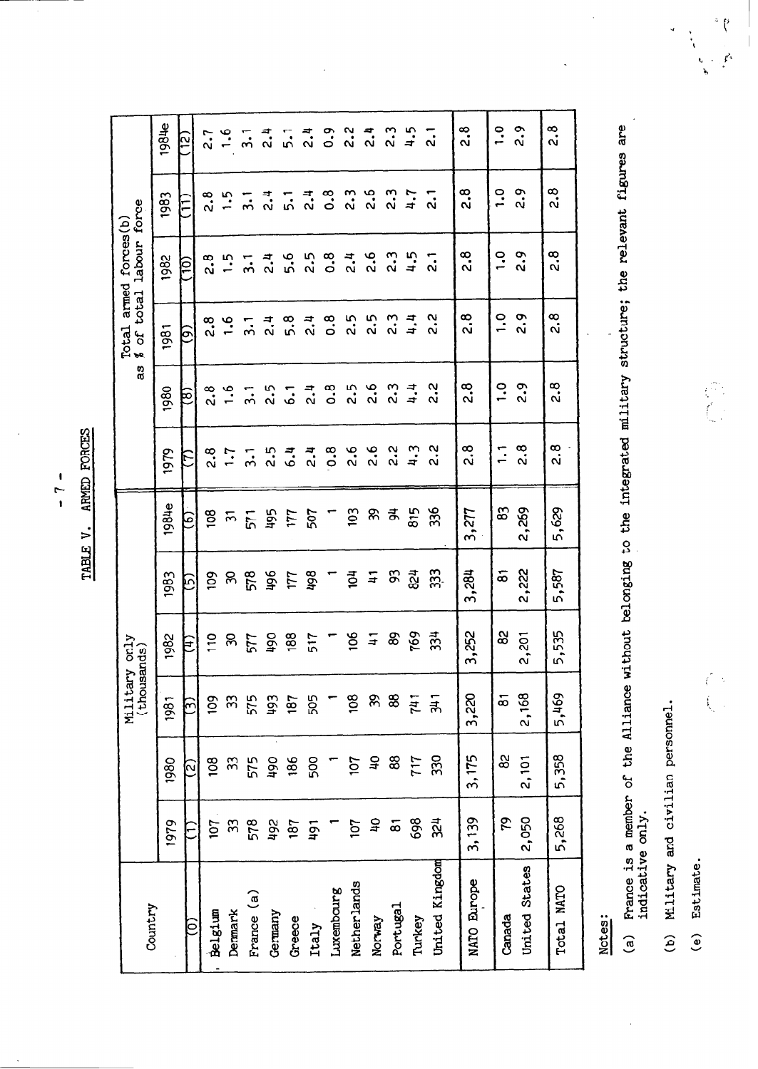# TABLE V. ARMED FORCES

| Country | Military only (thousands) | | | | | | Total armed forces(b) as % of total labour force | | | | | |
|---|---|---|---|---|---|---|---|---|---|---|---|---|
| | 1979 | 1980 | 1981 | 1982 | 1983 | 1984e | 1979 | 1980 | 1981 | 1982 | 1983 | 1984e |
| (0) | (1) | (2) | (3) | (4) | (5) | (6) | (7) | (8) | (9) | (10) | (11) | (12) |
| Belgium | 107 | 108 | 109 | 110 | 109 | 108 | 2.8 | 2.8 | 2.8 | 2.8 | 2.8 | 2.7 |
| Denmark | 33 | 33 | 33 | 30 | 30 | 31 | 1.7 | 1.6 | 1.6 | 1.5 | 1.5 | 1.6 |
| France (a) | 578 | 575 | 575 | 577 | 578 | 571 | 3.1 | 3.1 | 3.1 | 3.1 | 3.1 | 3.1 |
| Germany | 492 | 490 | 493 | 490 | 496 | 495 | 2.5 | 2.5 | 2.4 | 2.4 | 2.4 | 2.4 |
| Greece | 187 | 186 | 187 | 188 | 177 | 177 | 6.4 | 6.1 | 5.8 | 5.6 | 5.1 | 5.1 |
| Italy | 491 | 500 | 505 | 517 | 498 | 507 | 2.4 | 2.4 | 2.4 | 2.5 | 2.4 | 2.4 |
| Luxembourg | 1 | 1 | 1 | 1 | 1 | 1 | 0.8 | 0.8 | 0.8 | 0.8 | 0.8 | 0.9 |
| Netherlands | 107 | 107 | 108 | 106 | 104 | 103 | 2.6 | 2.5 | 2.5 | 2.4 | 2.3 | 2.2 |
| Norway | 40 | 40 | 39 | 41 | 41 | 39 | 2.6 | 2.6 | 2.5 | 2.6 | 2.6 | 2.4 |
| Portugal | 81 | 88 | 88 | 89 | 93 | 94 | 2.2 | 2.3 | 2.3 | 2.3 | 2.3 | 2.3 |
| Turkey | 698 | 717 | 741 | 769 | 824 | 815 | 4.3 | 4.4 | 4.4 | 4.5 | 4.7 | 4.5 |
| United Kingdom | 324 | 330 | 341 | 334 | 333 | 336 | 2.2 | 2.2 | 2.2 | 2.1 | 2.1 | 2.1 |
| NATO Europe | 3,139 | 3,175 | 3,220 | 3,252 | 3,284 | 3,277 | 2.8 | 2.8 | 2.8 | 2.8 | 2.8 | 2.8 |
| Canada | 79 | 82 | 81 | 82 | 81 | 83 | 1.1 | 1.0 | 1.0 | 1.0 | 1.0 | 1.0 |
| United States | 2,050 | 2,101 | 2,168 | 2,201 | 2,222 | 2,269 | 2.8 | 2.9 | 2.9 | 2.9 | 2.9 | 2.9 |
| Total NATO | 5,268 | 5,358 | 5,469 | 5,535 | 5,587 | 5,629 | 2.8 | 2.8 | 2.8 | 2.8 | 2.8 | 2.8 |

Notes:

(a) France is a member of the Alliance without belonging to the integrated military structure; the relevant figures are indicative only.

(b) Military and civilian personnel.

(e) Estimate.